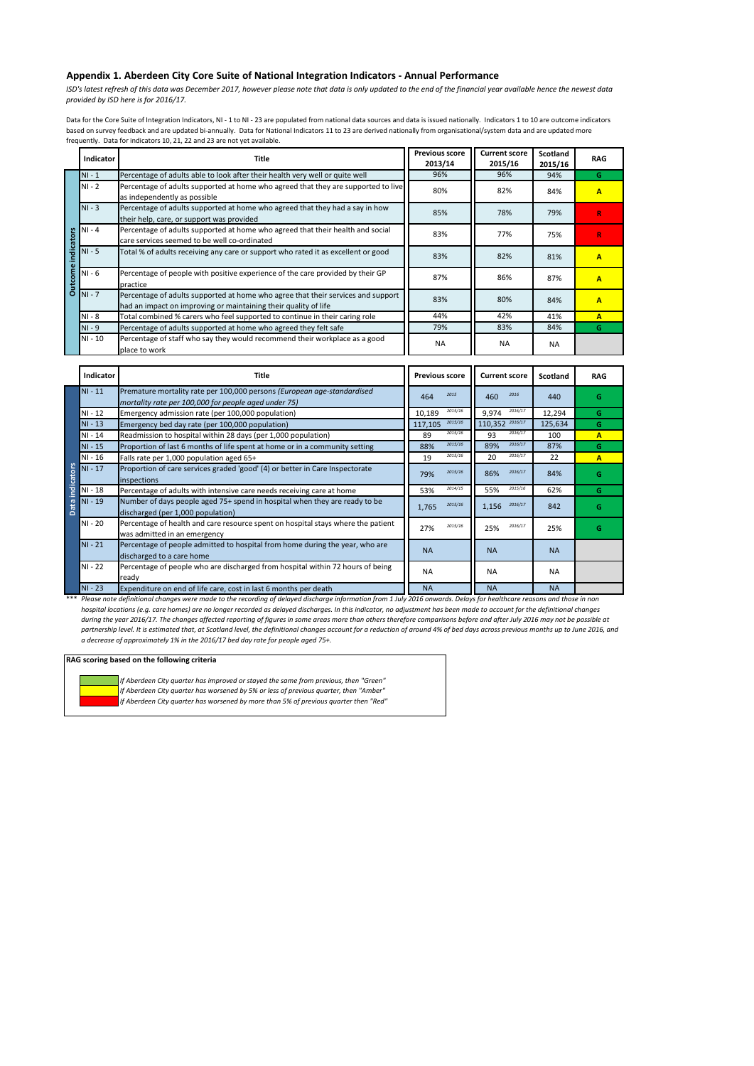## Appendix 1. Aberdeen City Core Suite of National Integration Indicators - Annual Performance

*ISD's latest refresh of this data was December 2017, however please note that data is only updated to the end of the financial year available hence the newest data provided by ISD here is for 2016/17.*

Data for the Core Suite of Integration Indicators, NI - 1 to NI - 23 are populated from national data sources and data is issued nationally. Indicators 1 to 10 are outcome indicators based on survey feedback and are updated bi-annually. Data for National Indicators 11 to 23 are derived nationally from organisational/system data and are updated more frequently. Data for indicators 10, 21, 22 and 23 are not yet available.

| | Indicator | Title | Previous score 2013/14 | Current score 2015/16 | Scotland 2015/16 | RAG |
|---|---|---|---|---|---|---|
| Outcome indicators | NI - 1 | Percentage of adults able to look after their health very well or quite well | 96% | 96% | 94% | G |
| | NI - 2 | Percentage of adults supported at home who agreed that they are supported to live as independently as possible | 80% | 82% | 84% | A |
| | NI - 3 | Percentage of adults supported at home who agreed that they had a say in how their help, care, or support was provided | 85% | 78% | 79% | R |
| | NI - 4 | Percentage of adults supported at home who agreed that their health and social care services seemed to be well co-ordinated | 83% | 77% | 75% | R |
| | NI - 5 | Total % of adults receiving any care or support who rated it as excellent or good | 83% | 82% | 81% | A |
| | NI - 6 | Percentage of people with positive experience of the care provided by their GP practice | 87% | 86% | 87% | A |
| | NI - 7 | Percentage of adults supported at home who agree that their services and support had an impact on improving or maintaining their quality of life | 83% | 80% | 84% | A |
| | NI - 8 | Total combined % carers who feel supported to continue in their caring role | 44% | 42% | 41% | A |
| | NI - 9 | Percentage of adults supported at home who agreed they felt safe | 79% | 83% | 84% | G |
| | NI - 10 | Percentage of staff who say they would recommend their workplace as a good place to work | NA | NA | NA | |

| | Indicator | Title | Previous score | Current score | Scotland | RAG |
|---|---|---|---|---|---|---|
| Data indicators | NI - 11 | Premature mortality rate per 100,000 persons *(European age-standardised mortality rate per 100,000 for people aged under 75)* | 464 *2015* | 460 *2016* | 440 | G |
| | NI - 12 | Emergency admission rate (per 100,000 population) | 10,189 *2015/16* | 9,974 *2016/17* | 12,294 | G |
| | NI - 13 | Emergency bed day rate (per 100,000 population) | 117,105 *2015/16* | 110,352 *2016/17* | 125,634 | G |
| | NI - 14 | Readmission to hospital within 28 days (per 1,000 population) | 89 *2015/16* | 93 *2016/17* | 100 | A |
| | NI - 15 | Proportion of last 6 months of life spent at home or in a community setting | 88% *2015/16* | 89% *2016/17* | 87% | G |
| | NI - 16 | Falls rate per 1,000 population aged 65+ | 19 *2015/16* | 20 *2016/17* | 22 | A |
| | NI - 17 | Proportion of care services graded 'good' (4) or better in Care Inspectorate inspections | 79% *2015/16* | 86% *2016/17* | 84% | G |
| | NI - 18 | Percentage of adults with intensive care needs receiving care at home | 53% *2014/15* | 55% *2015/16* | 62% | G |
| | NI - 19 | Number of days people aged 75+ spend in hospital when they are ready to be discharged (per 1,000 population) | 1,765 *2015/16* | 1,156 *2016/17* | 842 | G |
| | NI - 20 | Percentage of health and care resource spent on hospital stays where the patient was admitted in an emergency | 27% *2015/16* | 25% *2016/17* | 25% | G |
| | NI - 21 | Percentage of people admitted to hospital from home during the year, who are discharged to a care home | NA | NA | NA | |
| | NI - 22 | Percentage of people who are discharged from hospital within 72 hours of being ready | NA | NA | NA | |
| | NI - 23 | Expenditure on end of life care, cost in last 6 months per death | NA | NA | NA | |

*\*\*\* Please note definitional changes were made to the recording of delayed discharge information from 1 July 2016 onwards. Delays for healthcare reasons and those in non hospital locations (e.g. care homes) are no longer recorded as delayed discharges. In this indicator, no adjustment has been made to account for the definitional changes during the year 2016/17. The changes affected reporting of figures in some areas more than others therefore comparisons before and after July 2016 may not be possible at partnership level. It is estimated that, at Scotland level, the definitional changes account for a reduction of around 4% of bed days across previous months up to June 2016, and a decrease of approximately 1% in the 2016/17 bed day rate for people aged 75+.*

**RAG scoring based on the following criteria**

- Green: *If Aberdeen City quarter has improved or stayed the same from previous, then "Green"*
- Amber: *If Aberdeen City quarter has worsened by 5% or less of previous quarter, then "Amber"*
- Red: *If Aberdeen City quarter has worsened by more than 5% of previous quarter then "Red"*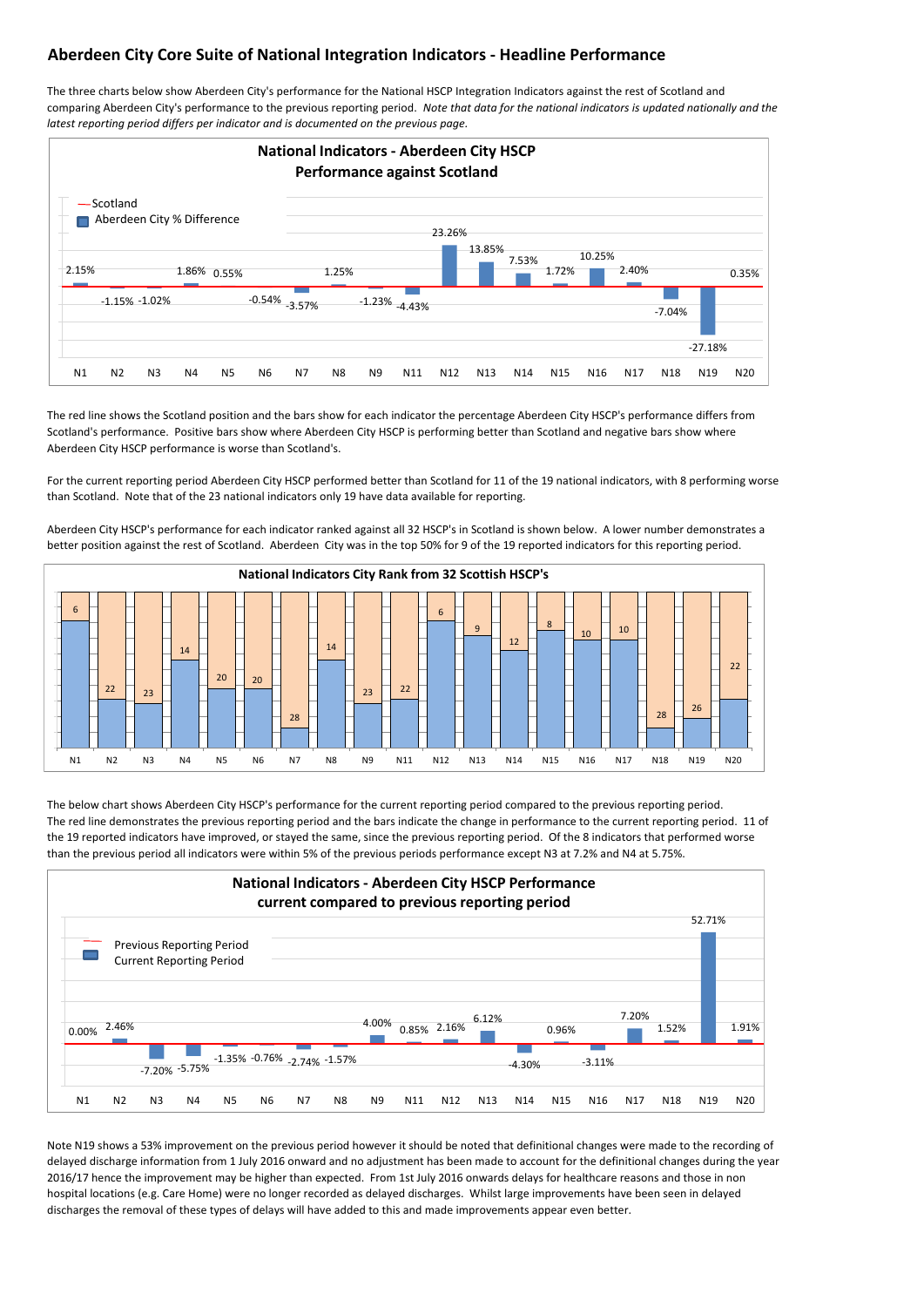# Aberdeen City Core Suite of National Integration Indicators - Headline Performance

The three charts below show Aberdeen City's performance for the National HSCP Integration Indicators against the rest of Scotland and comparing Aberdeen City's performance to the previous reporting period. *Note that data for the national indicators is updated nationally and the latest reporting period differs per indicator and is documented on the previous page.*

**National Indicators - Aberdeen City HSCP**
**Performance against Scotland**

Scotland
Aberdeen City % Difference

2.15%
-1.15%
-1.02%
1.86%
0.55%
-0.54%
-3.57%
1.25%
-1.23%
-4.43%
23.26%
13.85%
7.53%
1.72%
10.25%
2.40%
-7.04%
-27.18%
0.35%

N1 N2 N3 N4 N5 N6 N7 N8 N9 N11 N12 N13 N14 N15 N16 N17 N18 N19 N20

The red line shows the Scotland position and the bars show for each indicator the percentage Aberdeen City HSCP's performance differs from Scotland's performance. Positive bars show where Aberdeen City HSCP is performing better than Scotland and negative bars show where Aberdeen City HSCP performance is worse than Scotland's.

For the current reporting period Aberdeen City HSCP performed better than Scotland for 11 of the 19 national indicators, with 8 performing worse than Scotland. Note that of the 23 national indicators only 19 have data available for reporting.

Aberdeen City HSCP's performance for each indicator ranked against all 32 HSCP's in Scotland is shown below. A lower number demonstrates a better position against the rest of Scotland. Aberdeen City was in the top 50% for 9 of the 19 reported indicators for this reporting period.

**National Indicators City Rank from 32 Scottish HSCP's**

6
22
23
14
20
20
28
14
23
22
6
9
12
8
10
10
28
26
22

N1 N2 N3 N4 N5 N6 N7 N8 N9 N11 N12 N13 N14 N15 N16 N17 N18 N19 N20

The below chart shows Aberdeen City HSCP's performance for the current reporting period compared to the previous reporting period. The red line demonstrates the previous reporting period and the bars indicate the change in performance to the current reporting period. 11 of the 19 reported indicators have improved, or stayed the same, since the previous reporting period. Of the 8 indicators that performed worse than the previous period all indicators were within 5% of the previous periods performance except N3 at 7.2% and N4 at 5.75%.

**National Indicators - Aberdeen City HSCP Performance**
**current compared to previous reporting period**

Previous Reporting Period
Current Reporting Period

0.00%
2.46%
-7.20%
-5.75%
-1.35%
-0.76%
-2.74%
-1.57%
4.00%
0.85%
2.16%
6.12%
-4.30%
0.96%
-3.11%
7.20%
1.52%
52.71%
1.91%

N1 N2 N3 N4 N5 N6 N7 N8 N9 N11 N12 N13 N14 N15 N16 N17 N18 N19 N20

Note N19 shows a 53% improvement on the previous period however it should be noted that definitional changes were made to the recording of delayed discharge information from 1 July 2016 onward and no adjustment has been made to account for the definitional changes during the year 2016/17 hence the improvement may be higher than expected. From 1st July 2016 onwards delays for healthcare reasons and those in non hospital locations (e.g. Care Home) were no longer recorded as delayed discharges. Whilst large improvements have been seen in delayed discharges the removal of these types of delays will have added to this and made improvements appear even better.